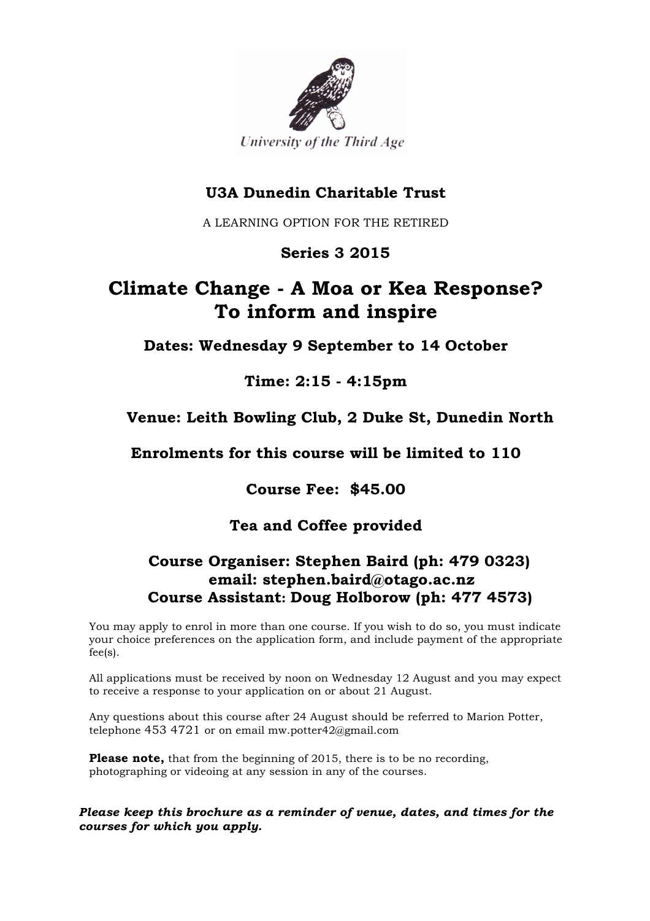University of the Third Age

**U3A Dunedin Charitable Trust**

A LEARNING OPTION FOR THE RETIRED

**Series 3 2015**

# Climate Change - A Moa or Kea Response? To inform and inspire

**Dates: Wednesday 9 September to 14 October**

**Time: 2:15 - 4:15pm**

**Venue: Leith Bowling Club, 2 Duke St, Dunedin North**

**Enrolments for this course will be limited to 110**

**Course Fee: $45.00**

**Tea and Coffee provided**

**Course Organiser: Stephen Baird (ph: 479 0323)**
**email: stephen.baird@otago.ac.nz**
**Course Assistant: Doug Holborow (ph: 477 4573)**

You may apply to enrol in more than one course. If you wish to do so, you must indicate your choice preferences on the application form, and include payment of the appropriate fee(s).

All applications must be received by noon on Wednesday 12 August and you may expect to receive a response to your application on or about 21 August.

Any questions about this course after 24 August should be referred to Marion Potter, telephone 453 4721 or on email mw.potter42@gmail.com

**Please note,** that from the beginning of 2015, there is to be no recording, photographing or videoing at any session in any of the courses.

***Please keep this brochure as a reminder of venue, dates, and times for the courses for which you apply.***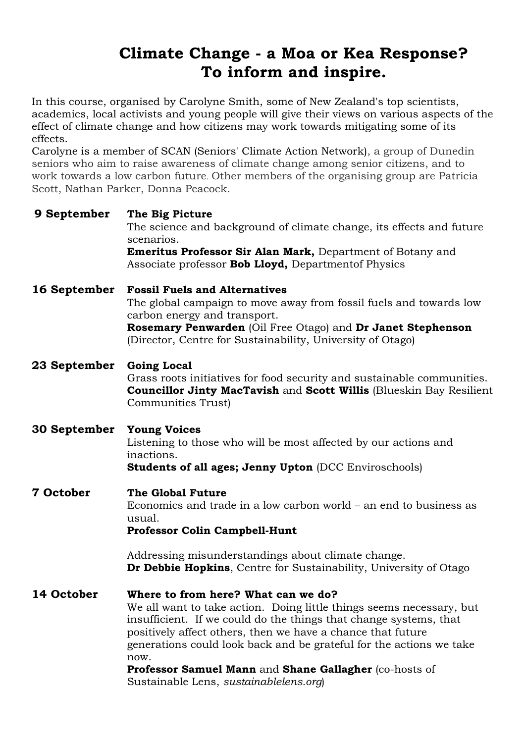# Climate Change - a Moa or Kea Response?
# To inform and inspire.

In this course, organised by Carolyne Smith, some of New Zealand's top scientists, academics, local activists and young people will give their views on various aspects of the effect of climate change and how citizens may work towards mitigating some of its effects.
Carolyne is a member of SCAN (Seniors' Climate Action Network), a group of Dunedin seniors who aim to raise awareness of climate change among senior citizens, and to work towards a low carbon future. Other members of the organising group are Patricia Scott, Nathan Parker, Donna Peacock.

**9 September** — **The Big Picture**
The science and background of climate change, its effects and future scenarios.
**Emeritus Professor Sir Alan Mark,** Department of Botany and Associate professor **Bob Lloyd,** Departmentof Physics

**16 September** — **Fossil Fuels and Alternatives**
The global campaign to move away from fossil fuels and towards low carbon energy and transport.
**Rosemary Penwarden** (Oil Free Otago) and **Dr Janet Stephenson** (Director, Centre for Sustainability, University of Otago)

**23 September** — **Going Local**
Grass roots initiatives for food security and sustainable communities.
**Councillor Jinty MacTavish** and **Scott Willis** (Blueskin Bay Resilient Communities Trust)

**30 September** — **Young Voices**
Listening to those who will be most affected by our actions and inactions.
**Students of all ages; Jenny Upton** (DCC Enviroschools)

**7 October** — **The Global Future**
Economics and trade in a low carbon world – an end to business as usual.
**Professor Colin Campbell-Hunt**

Addressing misunderstandings about climate change.
**Dr Debbie Hopkins**, Centre for Sustainability, University of Otago

**14 October** — **Where to from here? What can we do?**
We all want to take action. Doing little things seems necessary, but insufficient. If we could do the things that change systems, that positively affect others, then we have a chance that future generations could look back and be grateful for the actions we take now.
**Professor Samuel Mann** and **Shane Gallagher** (co-hosts of Sustainable Lens, *sustainablelens.org*)